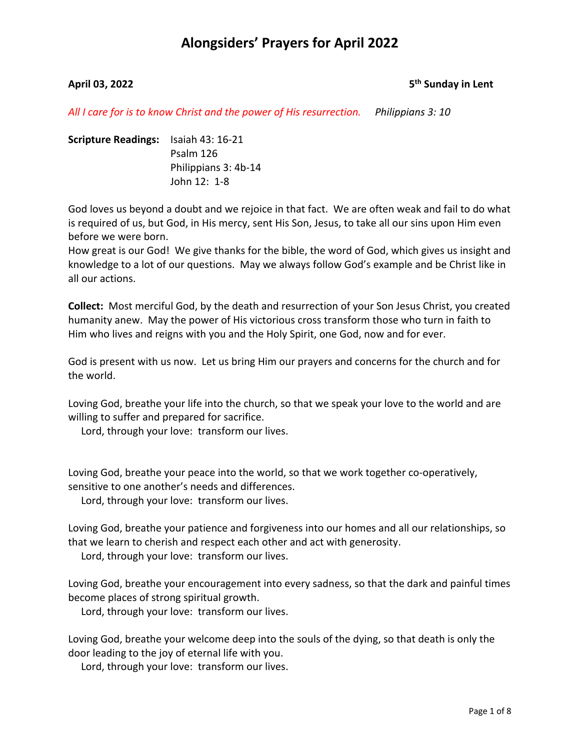# Alongsiders' Prayers for April 2022

**April 03, 2022** **5th Sunday in Lent**

*All I care for is to know Christ and the power of His resurrection.* *Philippians 3: 10*

**Scripture Readings:** Isaiah 43: 16-21
Psalm 126
Philippians 3: 4b-14
John 12: 1-8

God loves us beyond a doubt and we rejoice in that fact. We are often weak and fail to do what is required of us, but God, in His mercy, sent His Son, Jesus, to take all our sins upon Him even before we were born.
How great is our God! We give thanks for the bible, the word of God, which gives us insight and knowledge to a lot of our questions. May we always follow God's example and be Christ like in all our actions.

**Collect:** Most merciful God, by the death and resurrection of your Son Jesus Christ, you created humanity anew. May the power of His victorious cross transform those who turn in faith to Him who lives and reigns with you and the Holy Spirit, one God, now and for ever.

God is present with us now. Let us bring Him our prayers and concerns for the church and for the world.

Loving God, breathe your life into the church, so that we speak your love to the world and are willing to suffer and prepared for sacrifice.
Lord, through your love: transform our lives.

Loving God, breathe your peace into the world, so that we work together co-operatively, sensitive to one another's needs and differences.
Lord, through your love: transform our lives.

Loving God, breathe your patience and forgiveness into our homes and all our relationships, so that we learn to cherish and respect each other and act with generosity.
Lord, through your love: transform our lives.

Loving God, breathe your encouragement into every sadness, so that the dark and painful times become places of strong spiritual growth.
Lord, through your love: transform our lives.

Loving God, breathe your welcome deep into the souls of the dying, so that death is only the door leading to the joy of eternal life with you.
Lord, through your love: transform our lives.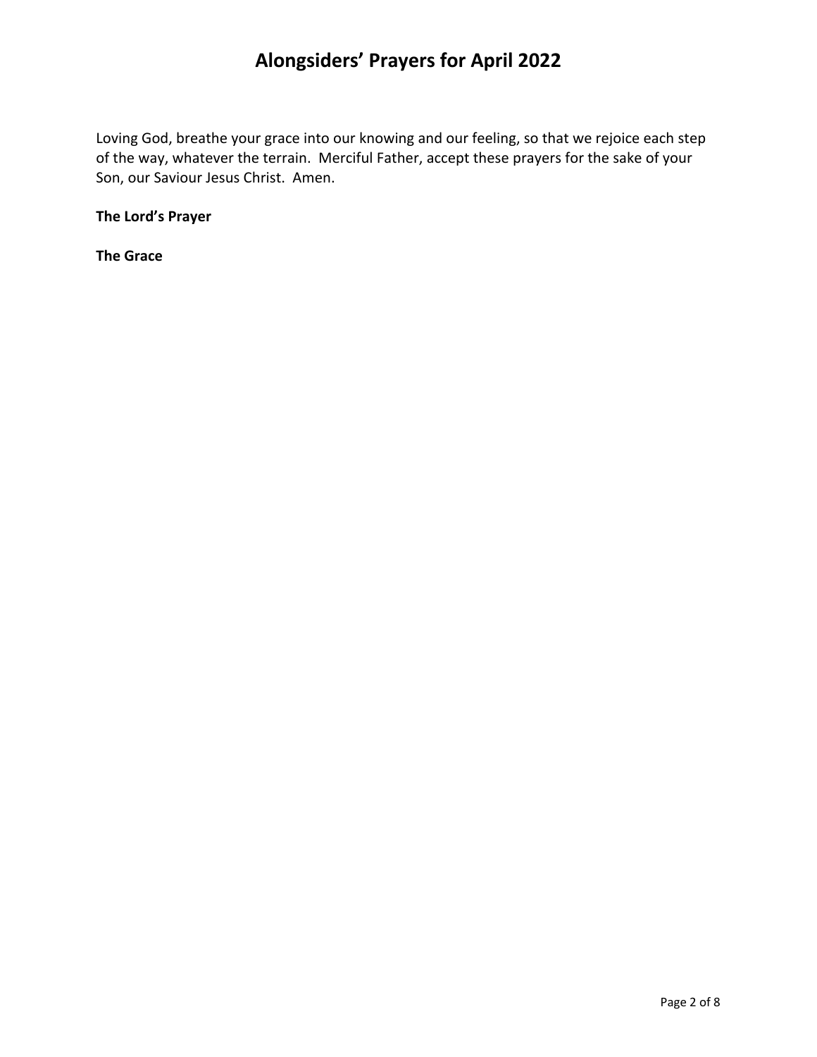Loving God, breathe your grace into our knowing and our feeling, so that we rejoice each step of the way, whatever the terrain. Merciful Father, accept these prayers for the sake of your Son, our Saviour Jesus Christ. Amen.

**The Lord's Prayer**

**The Grace**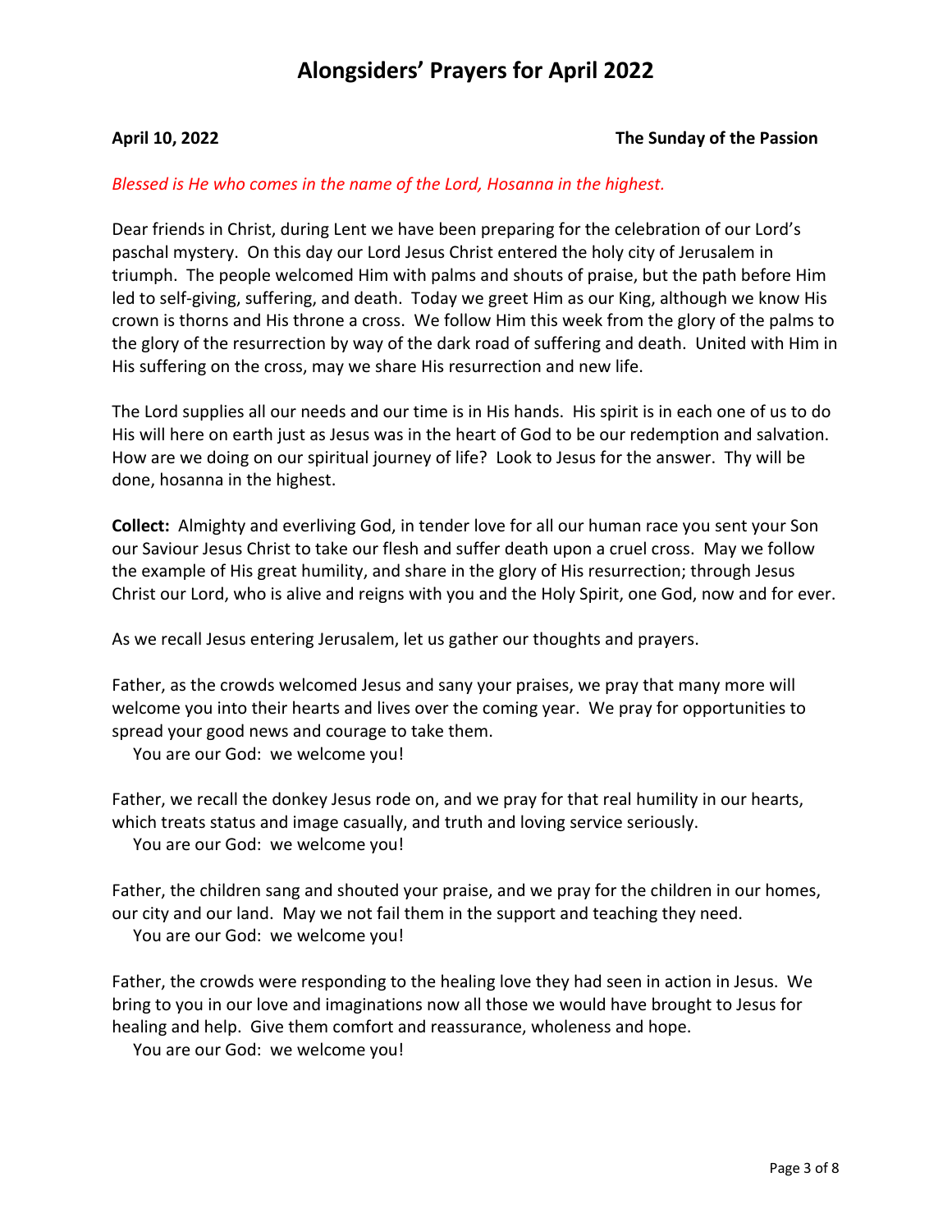# Alongsiders' Prayers for April 2022

**April 10, 2022** **The Sunday of the Passion**

*Blessed is He who comes in the name of the Lord, Hosanna in the highest.*

Dear friends in Christ, during Lent we have been preparing for the celebration of our Lord's paschal mystery. On this day our Lord Jesus Christ entered the holy city of Jerusalem in triumph. The people welcomed Him with palms and shouts of praise, but the path before Him led to self-giving, suffering, and death. Today we greet Him as our King, although we know His crown is thorns and His throne a cross. We follow Him this week from the glory of the palms to the glory of the resurrection by way of the dark road of suffering and death. United with Him in His suffering on the cross, may we share His resurrection and new life.

The Lord supplies all our needs and our time is in His hands. His spirit is in each one of us to do His will here on earth just as Jesus was in the heart of God to be our redemption and salvation. How are we doing on our spiritual journey of life? Look to Jesus for the answer. Thy will be done, hosanna in the highest.

**Collect:** Almighty and everliving God, in tender love for all our human race you sent your Son our Saviour Jesus Christ to take our flesh and suffer death upon a cruel cross. May we follow the example of His great humility, and share in the glory of His resurrection; through Jesus Christ our Lord, who is alive and reigns with you and the Holy Spirit, one God, now and for ever.

As we recall Jesus entering Jerusalem, let us gather our thoughts and prayers.

Father, as the crowds welcomed Jesus and sany your praises, we pray that many more will welcome you into their hearts and lives over the coming year. We pray for opportunities to spread your good news and courage to take them.
You are our God: we welcome you!

Father, we recall the donkey Jesus rode on, and we pray for that real humility in our hearts, which treats status and image casually, and truth and loving service seriously.
You are our God: we welcome you!

Father, the children sang and shouted your praise, and we pray for the children in our homes, our city and our land. May we not fail them in the support and teaching they need.
You are our God: we welcome you!

Father, the crowds were responding to the healing love they had seen in action in Jesus. We bring to you in our love and imaginations now all those we would have brought to Jesus for healing and help. Give them comfort and reassurance, wholeness and hope.
You are our God: we welcome you!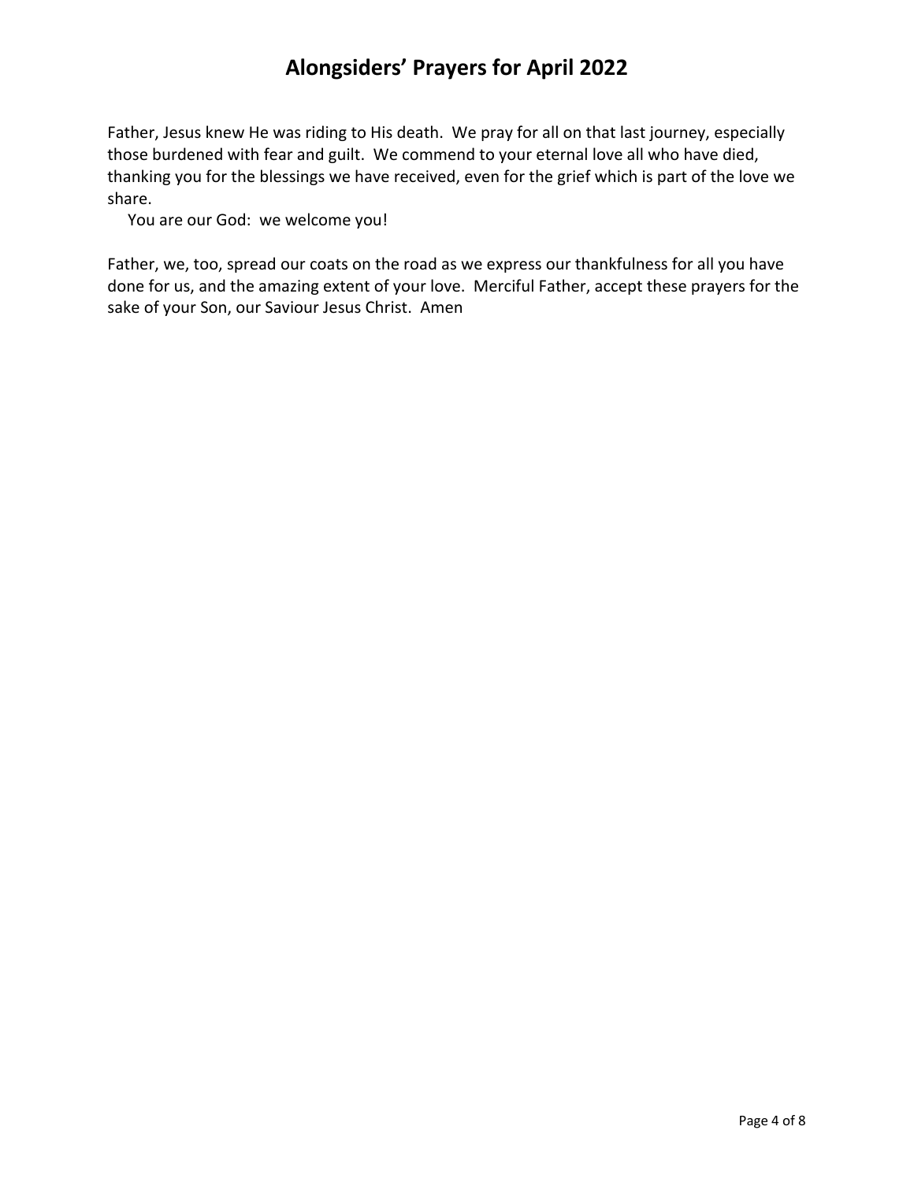# Alongsiders' Prayers for April 2022

Father, Jesus knew He was riding to His death. We pray for all on that last journey, especially those burdened with fear and guilt. We commend to your eternal love all who have died, thanking you for the blessings we have received, even for the grief which is part of the love we share.

You are our God: we welcome you!

Father, we, too, spread our coats on the road as we express our thankfulness for all you have done for us, and the amazing extent of your love. Merciful Father, accept these prayers for the sake of your Son, our Saviour Jesus Christ. Amen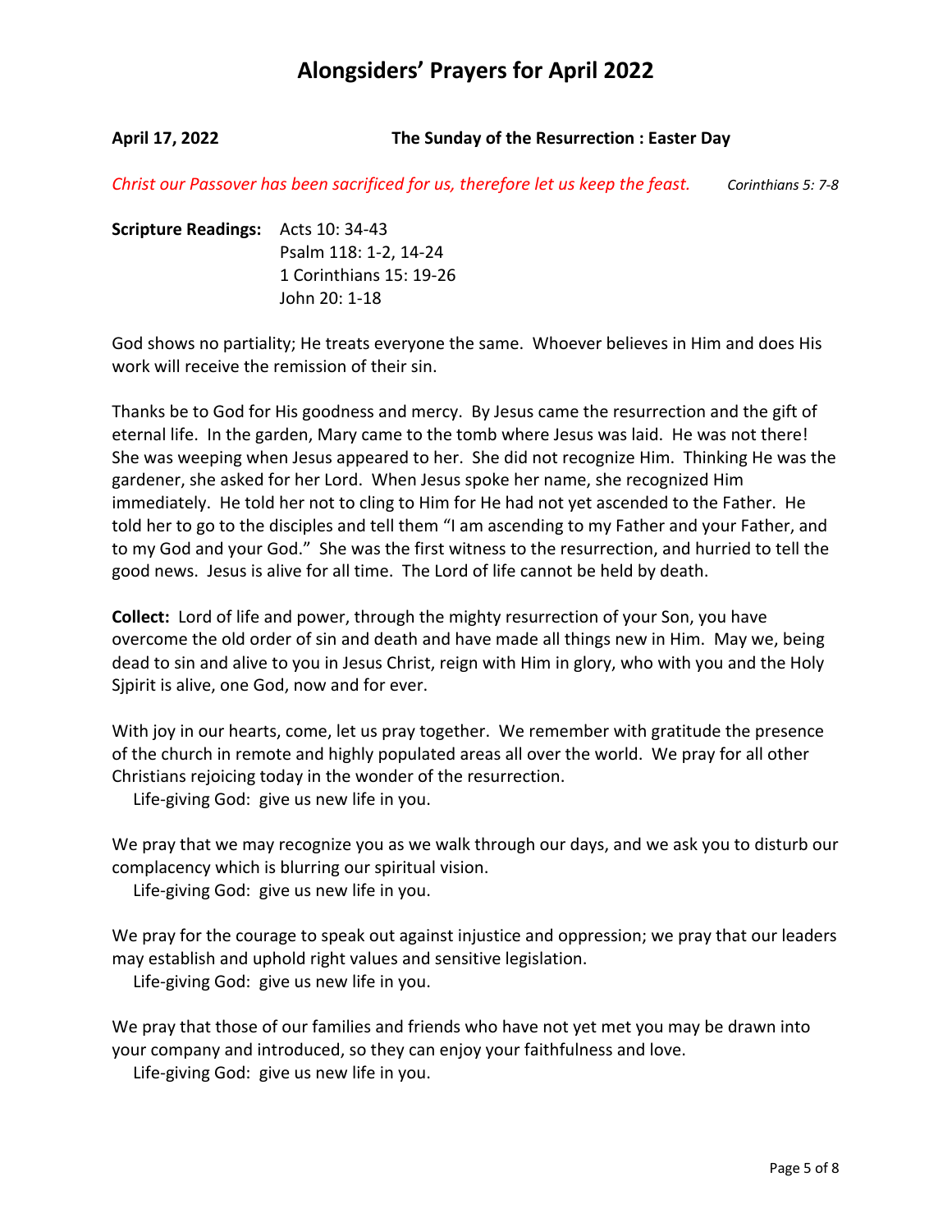# Alongsiders' Prayers for April 2022

**April 17, 2022** **The Sunday of the Resurrection : Easter Day**

*Christ our Passover has been sacrificed for us, therefore let us keep the feast.* *Corinthians 5: 7-8*

**Scripture Readings:** Acts 10: 34-43
Psalm 118: 1-2, 14-24
1 Corinthians 15: 19-26
John 20: 1-18

God shows no partiality; He treats everyone the same. Whoever believes in Him and does His work will receive the remission of their sin.

Thanks be to God for His goodness and mercy. By Jesus came the resurrection and the gift of eternal life. In the garden, Mary came to the tomb where Jesus was laid. He was not there! She was weeping when Jesus appeared to her. She did not recognize Him. Thinking He was the gardener, she asked for her Lord. When Jesus spoke her name, she recognized Him immediately. He told her not to cling to Him for He had not yet ascended to the Father. He told her to go to the disciples and tell them "I am ascending to my Father and your Father, and to my God and your God." She was the first witness to the resurrection, and hurried to tell the good news. Jesus is alive for all time. The Lord of life cannot be held by death.

**Collect:** Lord of life and power, through the mighty resurrection of your Son, you have overcome the old order of sin and death and have made all things new in Him. May we, being dead to sin and alive to you in Jesus Christ, reign with Him in glory, who with you and the Holy Sjpirit is alive, one God, now and for ever.

With joy in our hearts, come, let us pray together. We remember with gratitude the presence of the church in remote and highly populated areas all over the world. We pray for all other Christians rejoicing today in the wonder of the resurrection.
Life-giving God: give us new life in you.

We pray that we may recognize you as we walk through our days, and we ask you to disturb our complacency which is blurring our spiritual vision.
Life-giving God: give us new life in you.

We pray for the courage to speak out against injustice and oppression; we pray that our leaders may establish and uphold right values and sensitive legislation.
Life-giving God: give us new life in you.

We pray that those of our families and friends who have not yet met you may be drawn into your company and introduced, so they can enjoy your faithfulness and love.
Life-giving God: give us new life in you.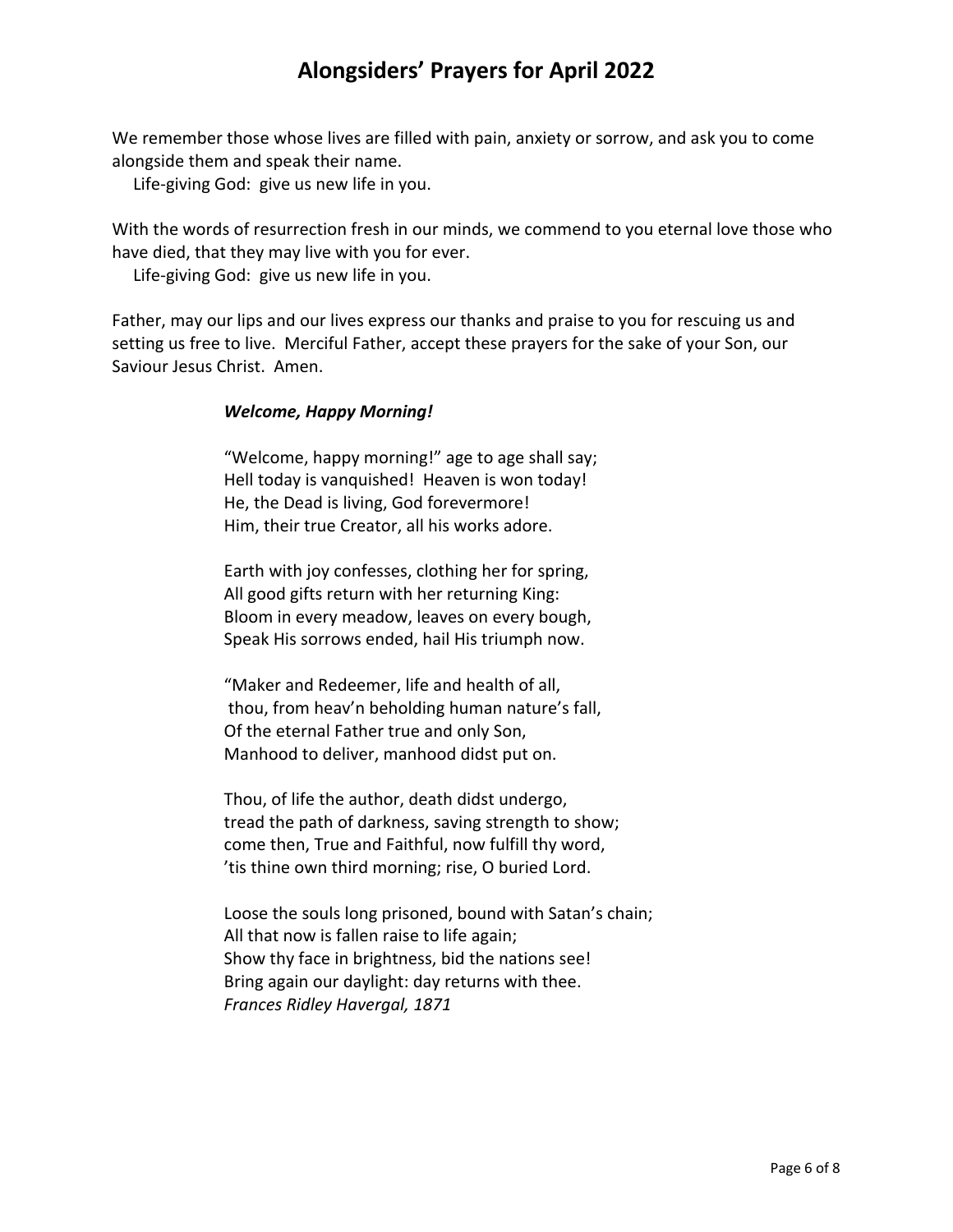# Alongsiders' Prayers for April 2022

We remember those whose lives are filled with pain, anxiety or sorrow, and ask you to come alongside them and speak their name.

Life-giving God: give us new life in you.

With the words of resurrection fresh in our minds, we commend to you eternal love those who have died, that they may live with you for ever.

Life-giving God: give us new life in you.

Father, may our lips and our lives express our thanks and praise to you for rescuing us and setting us free to live. Merciful Father, accept these prayers for the sake of your Son, our Saviour Jesus Christ. Amen.

***Welcome, Happy Morning!***

"Welcome, happy morning!" age to age shall say;
Hell today is vanquished! Heaven is won today!
He, the Dead is living, God forevermore!
Him, their true Creator, all his works adore.

Earth with joy confesses, clothing her for spring,
All good gifts return with her returning King:
Bloom in every meadow, leaves on every bough,
Speak His sorrows ended, hail His triumph now.

"Maker and Redeemer, life and health of all,
thou, from heav'n beholding human nature's fall,
Of the eternal Father true and only Son,
Manhood to deliver, manhood didst put on.

Thou, of life the author, death didst undergo,
tread the path of darkness, saving strength to show;
come then, True and Faithful, now fulfill thy word,
'tis thine own third morning; rise, O buried Lord.

Loose the souls long prisoned, bound with Satan's chain;
All that now is fallen raise to life again;
Show thy face in brightness, bid the nations see!
Bring again our daylight: day returns with thee.
*Frances Ridley Havergal, 1871*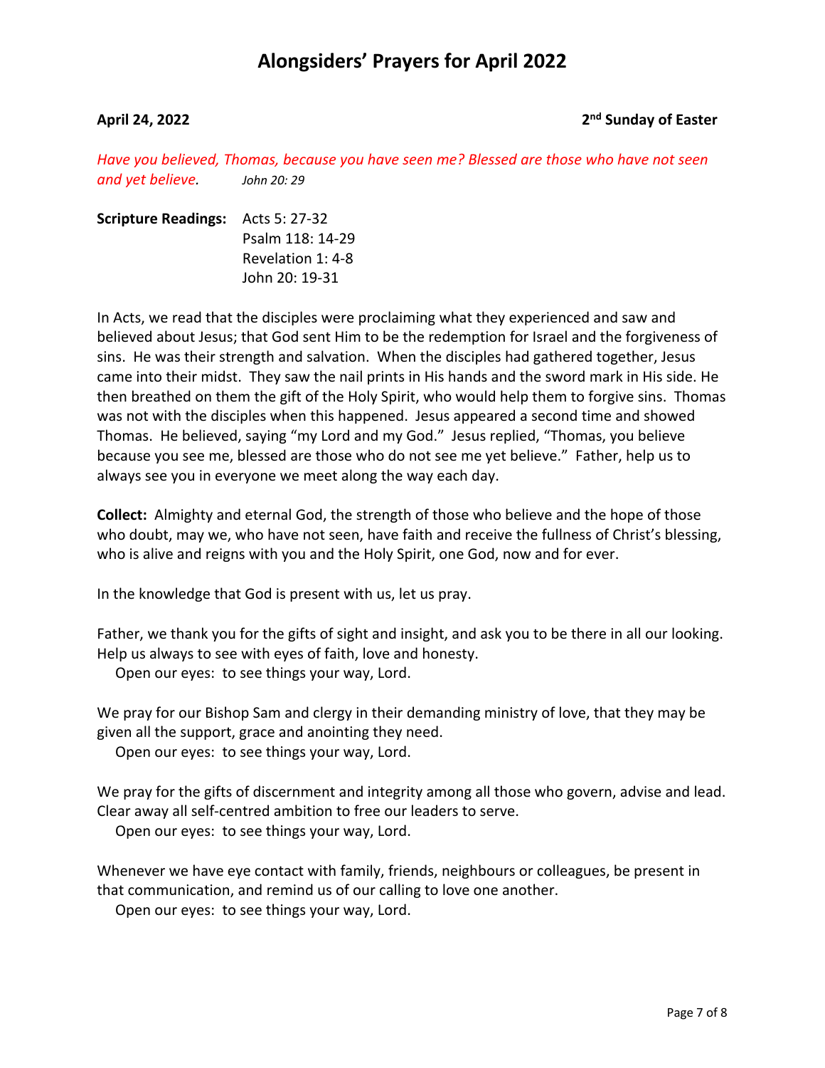# Alongsiders' Prayers for April 2022

**April 24, 2022** **2nd Sunday of Easter**

*Have you believed, Thomas, because you have seen me? Blessed are those who have not seen and yet believe.* *John 20: 29*

**Scripture Readings:** Acts 5: 27-32
Psalm 118: 14-29
Revelation 1: 4-8
John 20: 19-31

In Acts, we read that the disciples were proclaiming what they experienced and saw and believed about Jesus; that God sent Him to be the redemption for Israel and the forgiveness of sins. He was their strength and salvation. When the disciples had gathered together, Jesus came into their midst. They saw the nail prints in His hands and the sword mark in His side. He then breathed on them the gift of the Holy Spirit, who would help them to forgive sins. Thomas was not with the disciples when this happened. Jesus appeared a second time and showed Thomas. He believed, saying "my Lord and my God." Jesus replied, "Thomas, you believe because you see me, blessed are those who do not see me yet believe." Father, help us to always see you in everyone we meet along the way each day.

**Collect:** Almighty and eternal God, the strength of those who believe and the hope of those who doubt, may we, who have not seen, have faith and receive the fullness of Christ's blessing, who is alive and reigns with you and the Holy Spirit, one God, now and for ever.

In the knowledge that God is present with us, let us pray.

Father, we thank you for the gifts of sight and insight, and ask you to be there in all our looking. Help us always to see with eyes of faith, love and honesty.
Open our eyes: to see things your way, Lord.

We pray for our Bishop Sam and clergy in their demanding ministry of love, that they may be given all the support, grace and anointing they need.
Open our eyes: to see things your way, Lord.

We pray for the gifts of discernment and integrity among all those who govern, advise and lead. Clear away all self-centred ambition to free our leaders to serve.
Open our eyes: to see things your way, Lord.

Whenever we have eye contact with family, friends, neighbours or colleagues, be present in that communication, and remind us of our calling to love one another.
Open our eyes: to see things your way, Lord.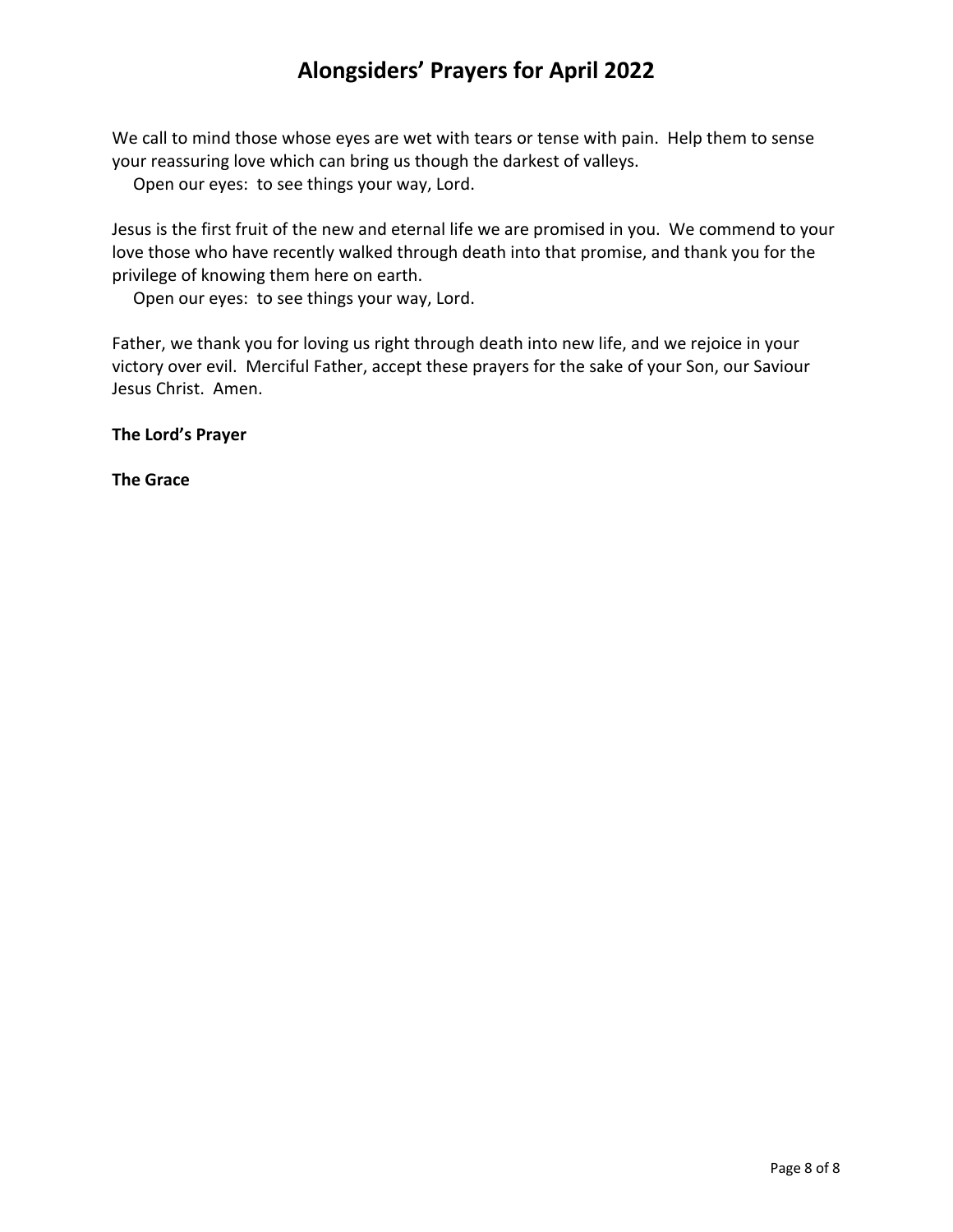We call to mind those whose eyes are wet with tears or tense with pain. Help them to sense your reassuring love which can bring us though the darkest of valleys.

Open our eyes: to see things your way, Lord.

Jesus is the first fruit of the new and eternal life we are promised in you. We commend to your love those who have recently walked through death into that promise, and thank you for the privilege of knowing them here on earth.

Open our eyes: to see things your way, Lord.

Father, we thank you for loving us right through death into new life, and we rejoice in your victory over evil. Merciful Father, accept these prayers for the sake of your Son, our Saviour Jesus Christ. Amen.

**The Lord's Prayer**

**The Grace**